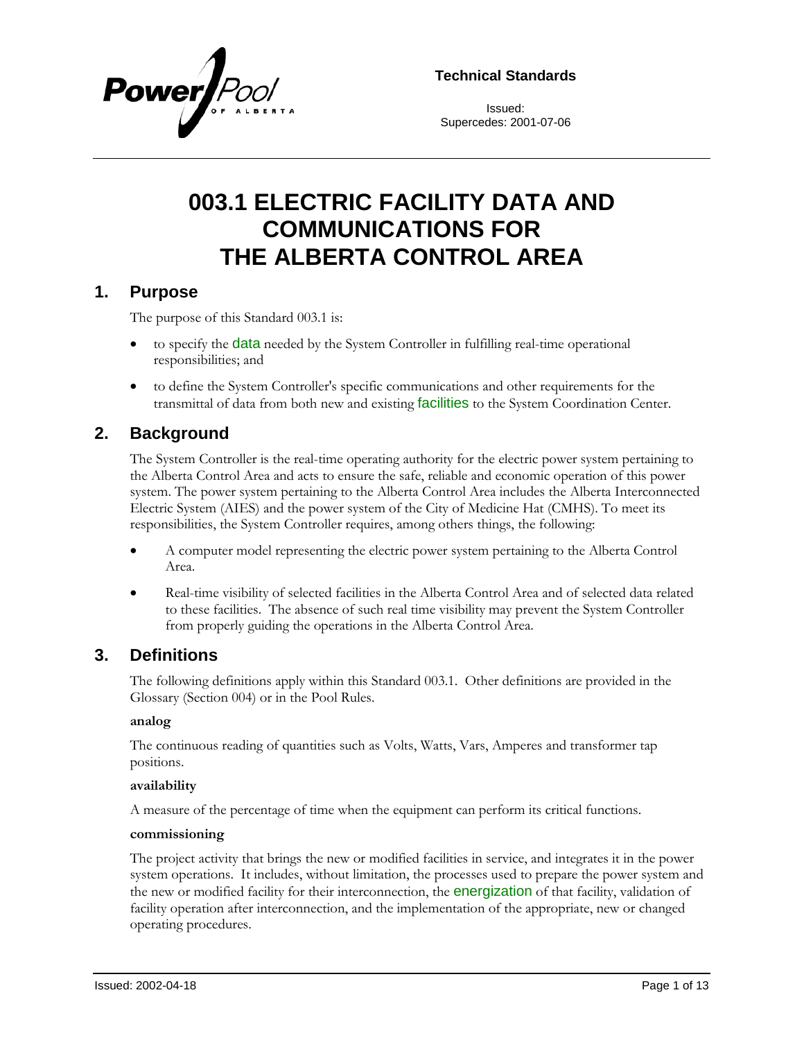Technical Standards

Issued:
Supercedes: 2001-07-06

# 003.1 ELECTRIC FACILITY DATA AND COMMUNICATIONS FOR THE ALBERTA CONTROL AREA

## 1. Purpose

The purpose of this Standard 003.1 is:

- to specify the data needed by the System Controller in fulfilling real-time operational responsibilities; and
- to define the System Controller's specific communications and other requirements for the transmittal of data from both new and existing facilities to the System Coordination Center.

## 2. Background

The System Controller is the real-time operating authority for the electric power system pertaining to the Alberta Control Area and acts to ensure the safe, reliable and economic operation of this power system. The power system pertaining to the Alberta Control Area includes the Alberta Interconnected Electric System (AIES) and the power system of the City of Medicine Hat (CMHS). To meet its responsibilities, the System Controller requires, among others things, the following:

- A computer model representing the electric power system pertaining to the Alberta Control Area.
- Real-time visibility of selected facilities in the Alberta Control Area and of selected data related to these facilities. The absence of such real time visibility may prevent the System Controller from properly guiding the operations in the Alberta Control Area.

## 3. Definitions

The following definitions apply within this Standard 003.1. Other definitions are provided in the Glossary (Section 004) or in the Pool Rules.

**analog**

The continuous reading of quantities such as Volts, Watts, Vars, Amperes and transformer tap positions.

**availability**

A measure of the percentage of time when the equipment can perform its critical functions.

**commissioning**

The project activity that brings the new or modified facilities in service, and integrates it in the power system operations. It includes, without limitation, the processes used to prepare the power system and the new or modified facility for their interconnection, the energization of that facility, validation of facility operation after interconnection, and the implementation of the appropriate, new or changed operating procedures.

Issued: 2002-04-18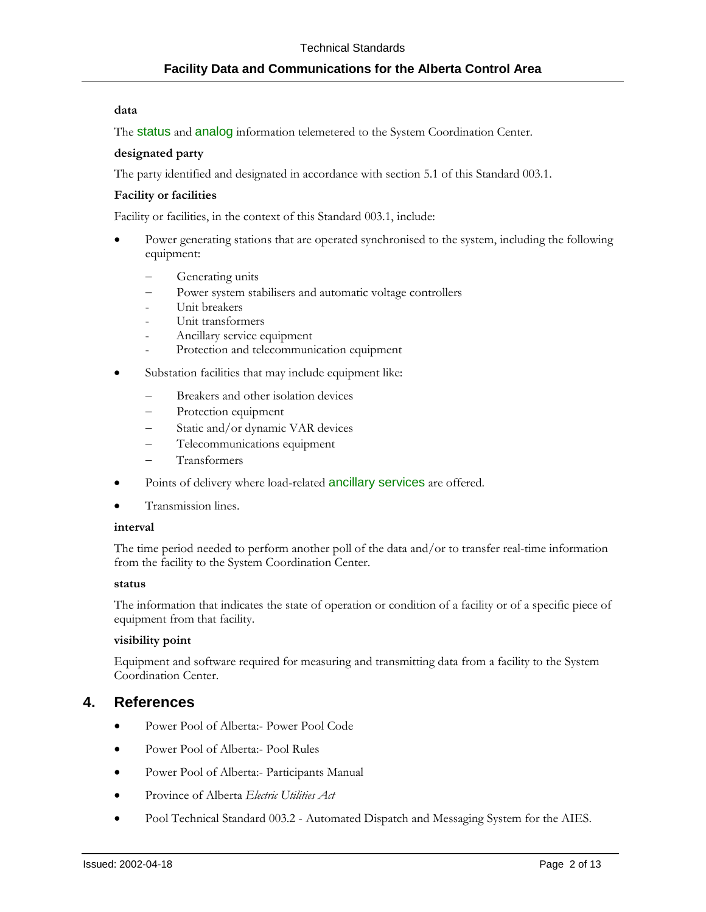**data**

The status and analog information telemetered to the System Coordination Center.

**designated party**

The party identified and designated in accordance with section 5.1 of this Standard 003.1.

**Facility or facilities**

Facility or facilities, in the context of this Standard 003.1, include:

- Power generating stations that are operated synchronised to the system, including the following equipment:
  - Generating units
  - Power system stabilisers and automatic voltage controllers
  - Unit breakers
  - Unit transformers
  - Ancillary service equipment
  - Protection and telecommunication equipment
- Substation facilities that may include equipment like:
  - Breakers and other isolation devices
  - Protection equipment
  - Static and/or dynamic VAR devices
  - Telecommunications equipment
  - Transformers
- Points of delivery where load-related ancillary services are offered.
- Transmission lines.

**interval**

The time period needed to perform another poll of the data and/or to transfer real-time information from the facility to the System Coordination Center.

**status**

The information that indicates the state of operation or condition of a facility or of a specific piece of equipment from that facility.

**visibility point**

Equipment and software required for measuring and transmitting data from a facility to the System Coordination Center.

## 4. References

- Power Pool of Alberta:- Power Pool Code
- Power Pool of Alberta:- Pool Rules
- Power Pool of Alberta:- Participants Manual
- Province of Alberta *Electric Utilities Act*
- Pool Technical Standard 003.2 - Automated Dispatch and Messaging System for the AIES.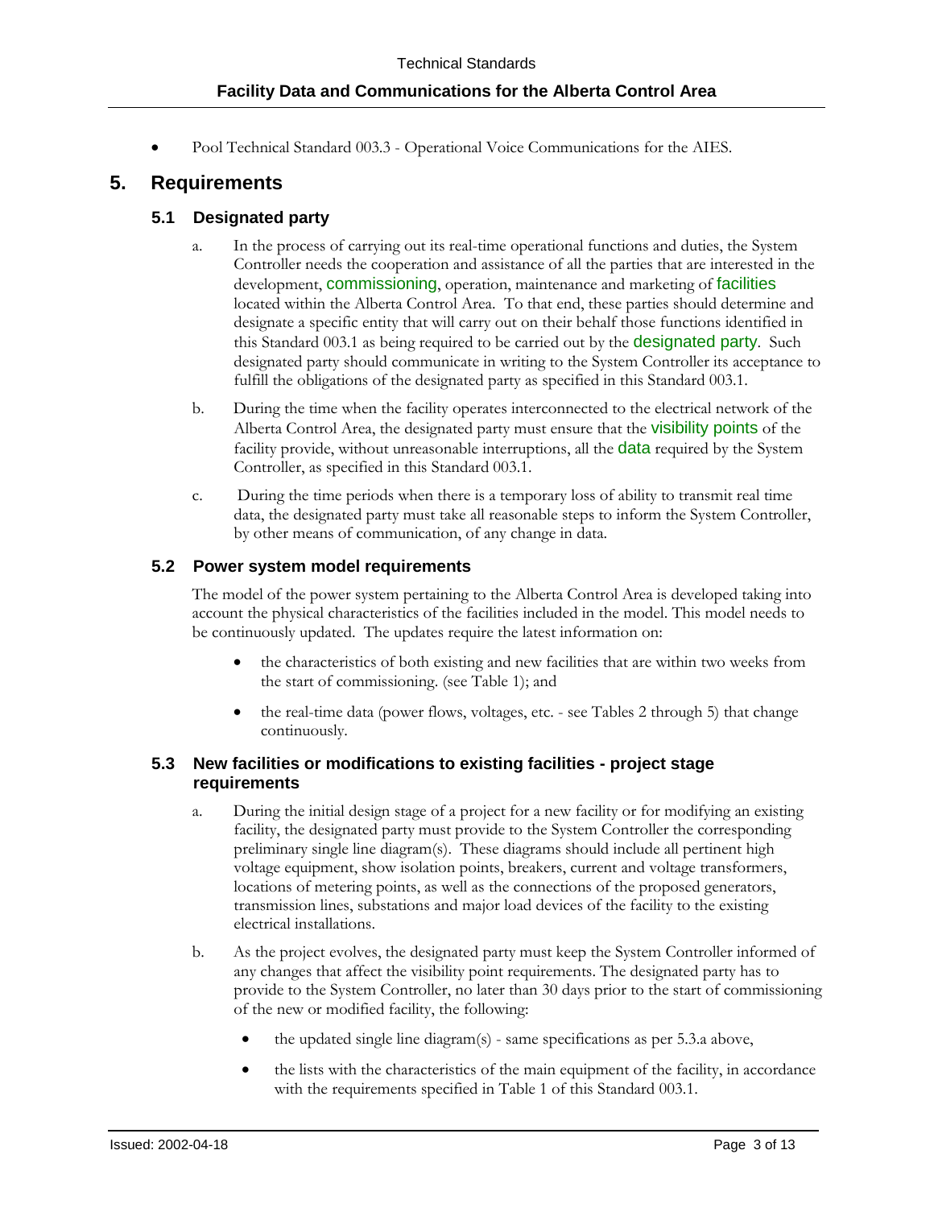- Pool Technical Standard 003.3 - Operational Voice Communications for the AIES.

## 5. Requirements

### 5.1 Designated party

a. In the process of carrying out its real-time operational functions and duties, the System Controller needs the cooperation and assistance of all the parties that are interested in the development, commissioning, operation, maintenance and marketing of facilities located within the Alberta Control Area. To that end, these parties should determine and designate a specific entity that will carry out on their behalf those functions identified in this Standard 003.1 as being required to be carried out by the designated party. Such designated party should communicate in writing to the System Controller its acceptance to fulfill the obligations of the designated party as specified in this Standard 003.1.

b. During the time when the facility operates interconnected to the electrical network of the Alberta Control Area, the designated party must ensure that the visibility points of the facility provide, without unreasonable interruptions, all the data required by the System Controller, as specified in this Standard 003.1.

c. During the time periods when there is a temporary loss of ability to transmit real time data, the designated party must take all reasonable steps to inform the System Controller, by other means of communication, of any change in data.

### 5.2 Power system model requirements

The model of the power system pertaining to the Alberta Control Area is developed taking into account the physical characteristics of the facilities included in the model. This model needs to be continuously updated. The updates require the latest information on:

- the characteristics of both existing and new facilities that are within two weeks from the start of commissioning. (see Table 1); and
- the real-time data (power flows, voltages, etc. - see Tables 2 through 5) that change continuously.

### 5.3 New facilities or modifications to existing facilities - project stage requirements

a. During the initial design stage of a project for a new facility or for modifying an existing facility, the designated party must provide to the System Controller the corresponding preliminary single line diagram(s). These diagrams should include all pertinent high voltage equipment, show isolation points, breakers, current and voltage transformers, locations of metering points, as well as the connections of the proposed generators, transmission lines, substations and major load devices of the facility to the existing electrical installations.

b. As the project evolves, the designated party must keep the System Controller informed of any changes that affect the visibility point requirements. The designated party has to provide to the System Controller, no later than 30 days prior to the start of commissioning of the new or modified facility, the following:

  - the updated single line diagram(s) - same specifications as per 5.3.a above,
  - the lists with the characteristics of the main equipment of the facility, in accordance with the requirements specified in Table 1 of this Standard 003.1.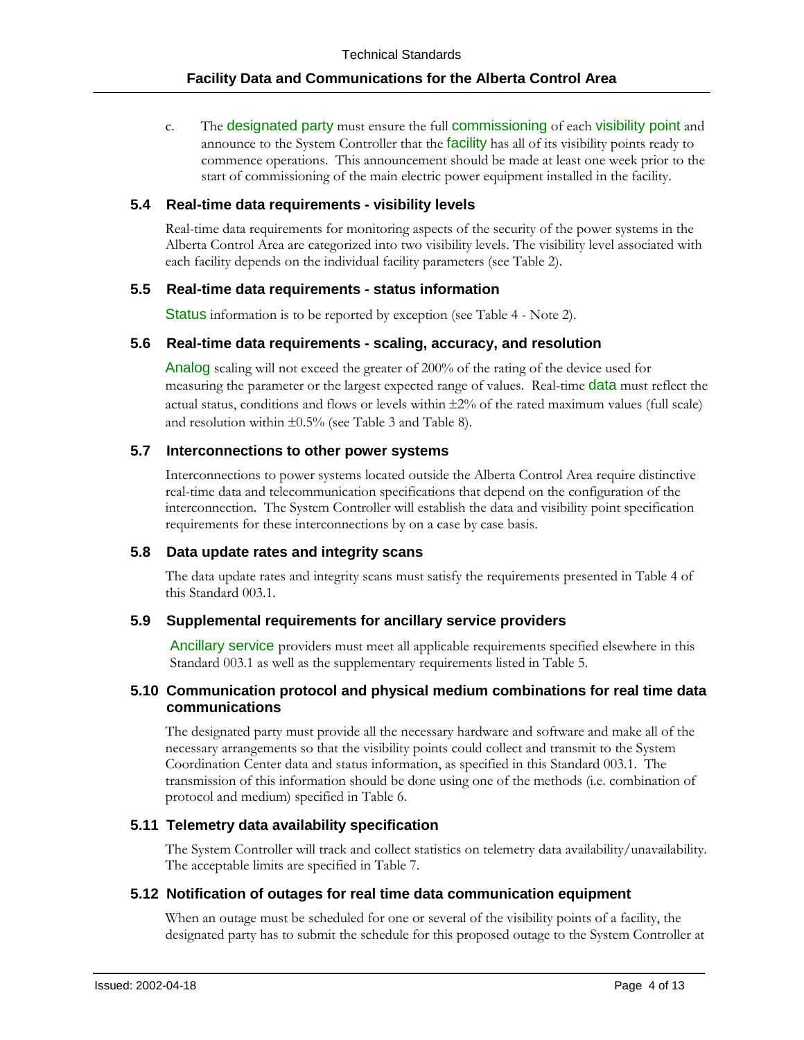c. The designated party must ensure the full commissioning of each visibility point and announce to the System Controller that the facility has all of its visibility points ready to commence operations. This announcement should be made at least one week prior to the start of commissioning of the main electric power equipment installed in the facility.

### 5.4 Real-time data requirements - visibility levels

Real-time data requirements for monitoring aspects of the security of the power systems in the Alberta Control Area are categorized into two visibility levels. The visibility level associated with each facility depends on the individual facility parameters (see Table 2).

### 5.5 Real-time data requirements - status information

Status information is to be reported by exception (see Table 4 - Note 2).

### 5.6 Real-time data requirements - scaling, accuracy, and resolution

Analog scaling will not exceed the greater of 200% of the rating of the device used for measuring the parameter or the largest expected range of values. Real-time data must reflect the actual status, conditions and flows or levels within ±2% of the rated maximum values (full scale) and resolution within ±0.5% (see Table 3 and Table 8).

### 5.7 Interconnections to other power systems

Interconnections to power systems located outside the Alberta Control Area require distinctive real-time data and telecommunication specifications that depend on the configuration of the interconnection. The System Controller will establish the data and visibility point specification requirements for these interconnections by on a case by case basis.

### 5.8 Data update rates and integrity scans

The data update rates and integrity scans must satisfy the requirements presented in Table 4 of this Standard 003.1.

### 5.9 Supplemental requirements for ancillary service providers

Ancillary service providers must meet all applicable requirements specified elsewhere in this Standard 003.1 as well as the supplementary requirements listed in Table 5.

### 5.10 Communication protocol and physical medium combinations for real time data communications

The designated party must provide all the necessary hardware and software and make all of the necessary arrangements so that the visibility points could collect and transmit to the System Coordination Center data and status information, as specified in this Standard 003.1. The transmission of this information should be done using one of the methods (i.e. combination of protocol and medium) specified in Table 6.

### 5.11 Telemetry data availability specification

The System Controller will track and collect statistics on telemetry data availability/unavailability. The acceptable limits are specified in Table 7.

### 5.12 Notification of outages for real time data communication equipment

When an outage must be scheduled for one or several of the visibility points of a facility, the designated party has to submit the schedule for this proposed outage to the System Controller at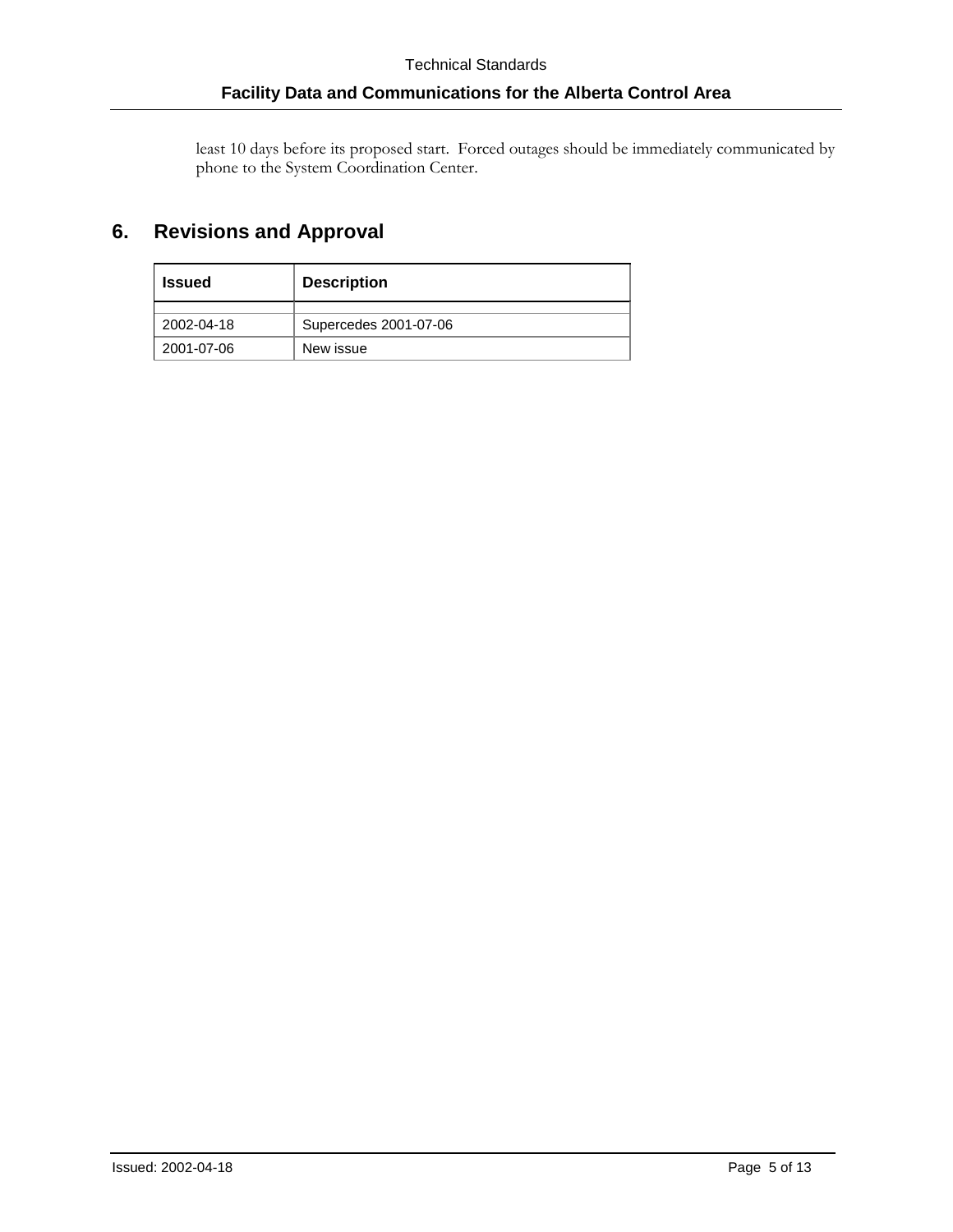least 10 days before its proposed start. Forced outages should be immediately communicated by phone to the System Coordination Center.

## 6. Revisions and Approval

| Issued | Description |
|---|---|
| | |
| 2002-04-18 | Supercedes 2001-07-06 |
| 2001-07-06 | New issue |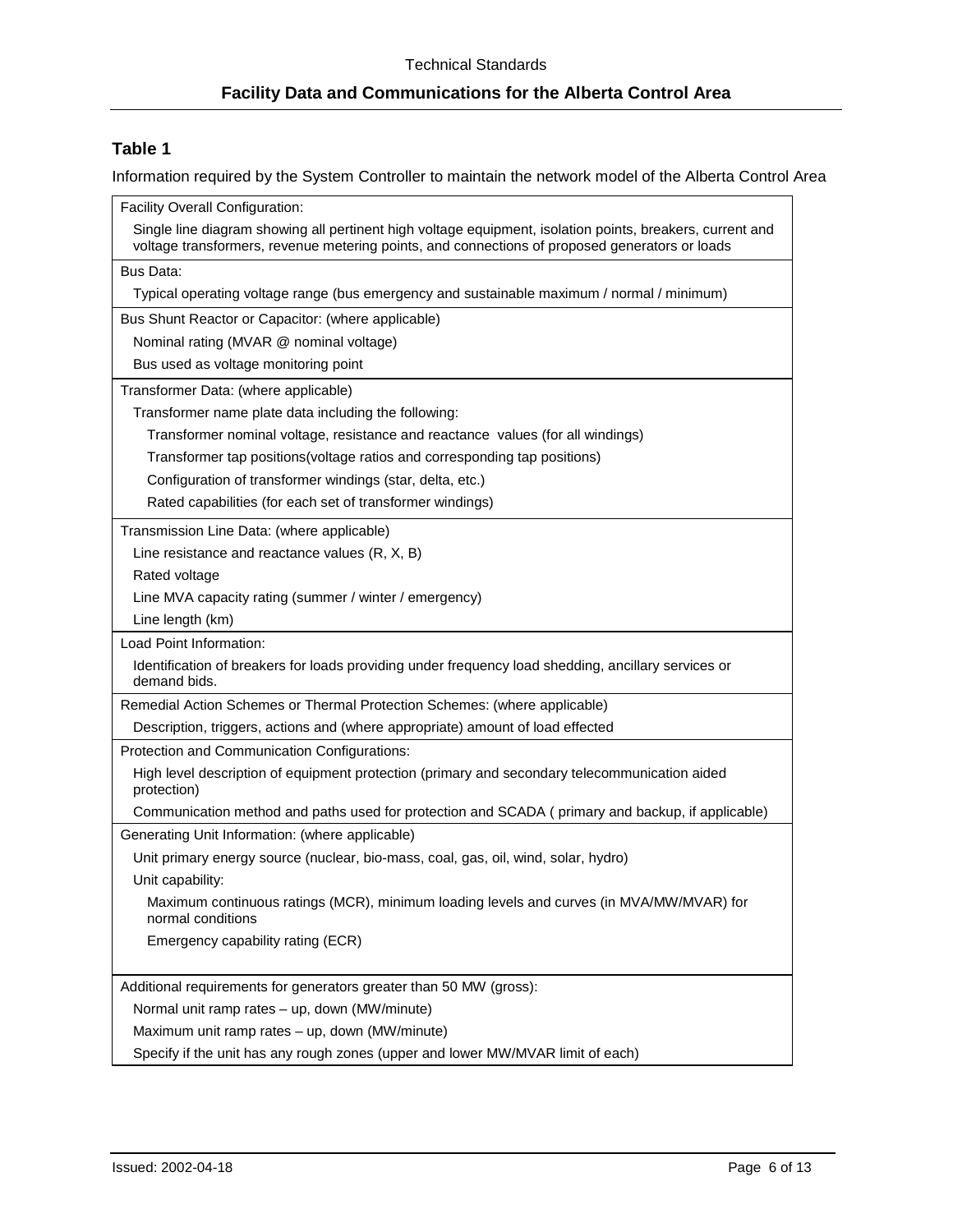## Table 1

Information required by the System Controller to maintain the network model of the Alberta Control Area

| Information |
|---|
| Facility Overall Configuration: |
| Single line diagram showing all pertinent high voltage equipment, isolation points, breakers, current and voltage transformers, revenue metering points, and connections of proposed generators or loads |
| Bus Data: |
| Typical operating voltage range (bus emergency and sustainable maximum / normal / minimum) |
| Bus Shunt Reactor or Capacitor: (where applicable) |
| Nominal rating (MVAR @ nominal voltage) |
| Bus used as voltage monitoring point |
| Transformer Data: (where applicable) |
| Transformer name plate data including the following: |
| Transformer nominal voltage, resistance and reactance values (for all windings) |
| Transformer tap positions(voltage ratios and corresponding tap positions) |
| Configuration of transformer windings (star, delta, etc.) |
| Rated capabilities (for each set of transformer windings) |
| Transmission Line Data: (where applicable) |
| Line resistance and reactance values (R, X, B) |
| Rated voltage |
| Line MVA capacity rating (summer / winter / emergency) |
| Line length (km) |
| Load Point Information: |
| Identification of breakers for loads providing under frequency load shedding, ancillary services or demand bids. |
| Remedial Action Schemes or Thermal Protection Schemes: (where applicable) |
| Description, triggers, actions and (where appropriate) amount of load effected |
| Protection and Communication Configurations: |
| High level description of equipment protection (primary and secondary telecommunication aided protection) |
| Communication method and paths used for protection and SCADA ( primary and backup, if applicable) |
| Generating Unit Information: (where applicable) |
| Unit primary energy source (nuclear, bio-mass, coal, gas, oil, wind, solar, hydro) |
| Unit capability: |
| Maximum continuous ratings (MCR), minimum loading levels and curves (in MVA/MW/MVAR) for normal conditions |
| Emergency capability rating (ECR) |
| Additional requirements for generators greater than 50 MW (gross): |
| Normal unit ramp rates – up, down (MW/minute) |
| Maximum unit ramp rates – up, down (MW/minute) |
| Specify if the unit has any rough zones (upper and lower MW/MVAR limit of each) |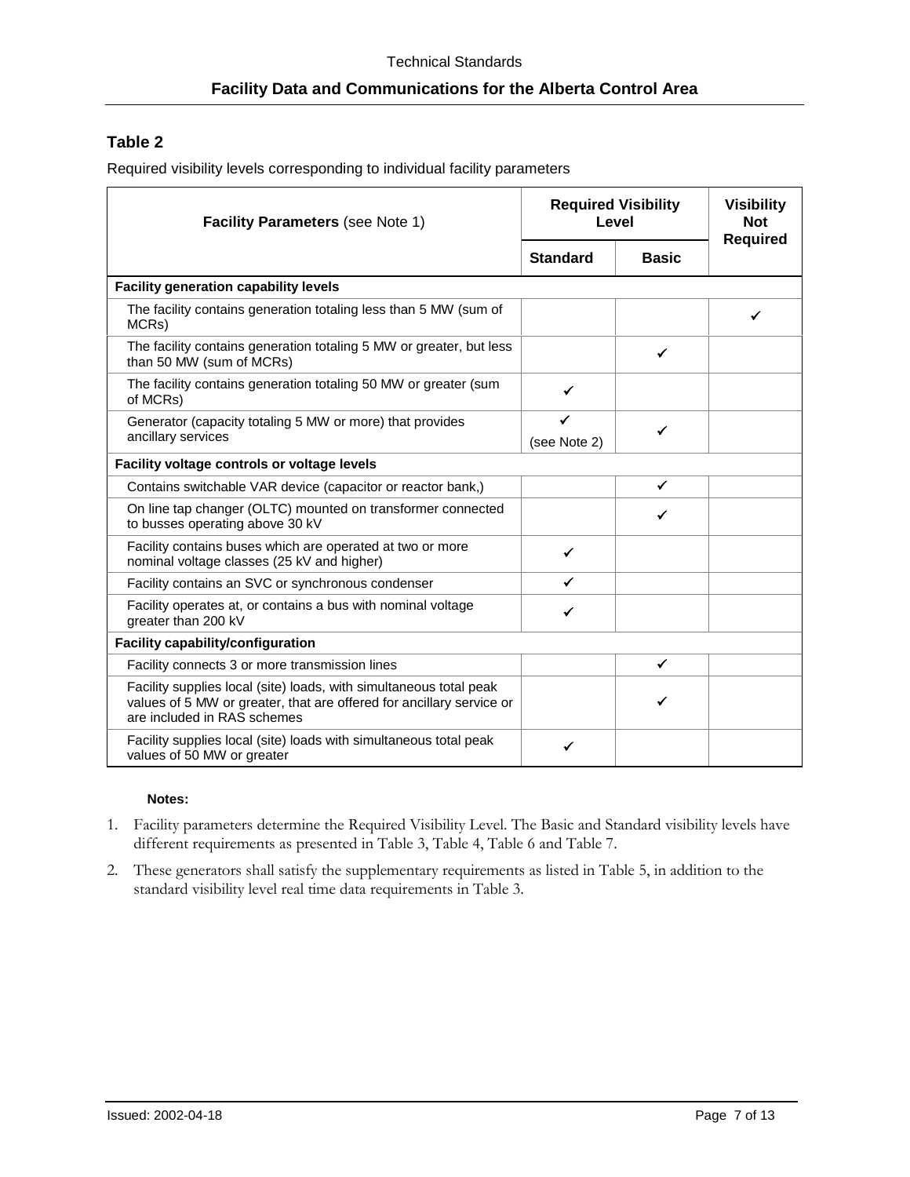## Table 2

Required visibility levels corresponding to individual facility parameters

| Facility Parameters (see Note 1) | Required Visibility Level | | Visibility Not Required |
|---|---|---|---|
| | Standard | Basic | |
| **Facility generation capability levels** | | | |
| The facility contains generation totaling less than 5 MW (sum of MCRs) | | | ✓ |
| The facility contains generation totaling 5 MW or greater, but less than 50 MW (sum of MCRs) | | ✓ | |
| The facility contains generation totaling 50 MW or greater (sum of MCRs) | ✓ | | |
| Generator (capacity totaling 5 MW or more) that provides ancillary services | ✓ (see Note 2) | ✓ | |
| **Facility voltage controls or voltage levels** | | | |
| Contains switchable VAR device (capacitor or reactor bank,) | | ✓ | |
| On line tap changer (OLTC) mounted on transformer connected to busses operating above 30 kV | | ✓ | |
| Facility contains buses which are operated at two or more nominal voltage classes (25 kV and higher) | ✓ | | |
| Facility contains an SVC or synchronous condenser | ✓ | | |
| Facility operates at, or contains a bus with nominal voltage greater than 200 kV | ✓ | | |
| **Facility capability/configuration** | | | |
| Facility connects 3 or more transmission lines | | ✓ | |
| Facility supplies local (site) loads, with simultaneous total peak values of 5 MW or greater, that are offered for ancillary service or are included in RAS schemes | | ✓ | |
| Facility supplies local (site) loads with simultaneous total peak values of 50 MW or greater | ✓ | | |

**Notes:**

1. Facility parameters determine the Required Visibility Level. The Basic and Standard visibility levels have different requirements as presented in Table 3, Table 4, Table 6 and Table 7.
2. These generators shall satisfy the supplementary requirements as listed in Table 5, in addition to the standard visibility level real time data requirements in Table 3.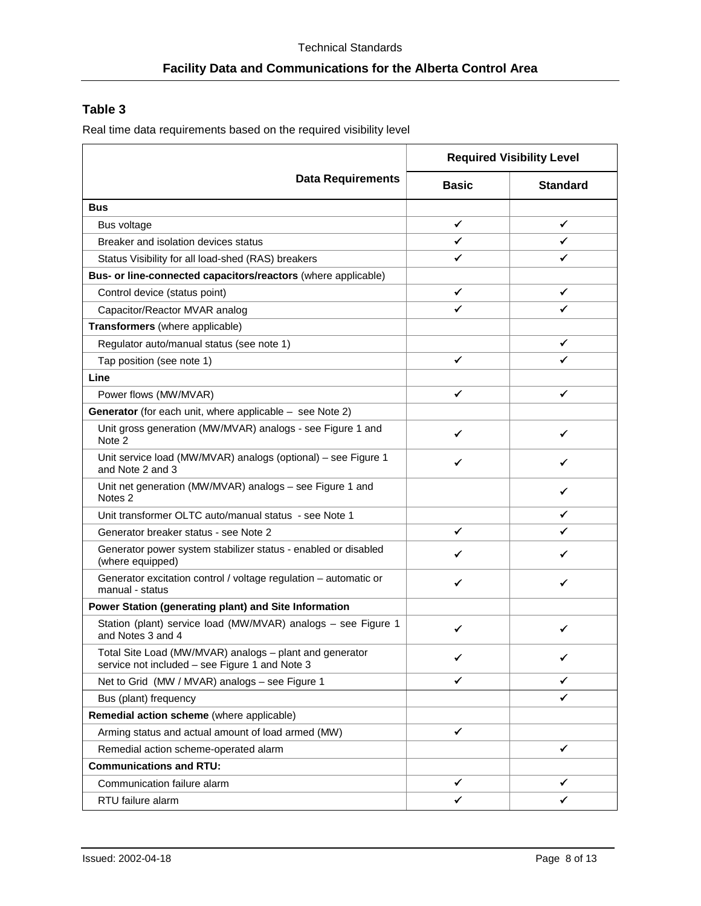## Table 3

Real time data requirements based on the required visibility level

| Data Requirements | Required Visibility Level | |
|---|---|---|
| | **Basic** | **Standard** |
| **Bus** | | |
| Bus voltage | ✓ | ✓ |
| Breaker and isolation devices status | ✓ | ✓ |
| Status Visibility for all load-shed (RAS) breakers | ✓ | ✓ |
| **Bus- or line-connected capacitors/reactors** (where applicable) | | |
| Control device (status point) | ✓ | ✓ |
| Capacitor/Reactor MVAR analog | ✓ | ✓ |
| **Transformers** (where applicable) | | |
| Regulator auto/manual status (see note 1) | | ✓ |
| Tap position (see note 1) | ✓ | ✓ |
| **Line** | | |
| Power flows (MW/MVAR) | ✓ | ✓ |
| **Generator** (for each unit, where applicable – see Note 2) | | |
| Unit gross generation (MW/MVAR) analogs - see Figure 1 and Note 2 | ✓ | ✓ |
| Unit service load (MW/MVAR) analogs (optional) – see Figure 1 and Note 2 and 3 | ✓ | ✓ |
| Unit net generation (MW/MVAR) analogs – see Figure 1 and Notes 2 | | ✓ |
| Unit transformer OLTC auto/manual status - see Note 1 | | ✓ |
| Generator breaker status - see Note 2 | ✓ | ✓ |
| Generator power system stabilizer status - enabled or disabled (where equipped) | ✓ | ✓ |
| Generator excitation control / voltage regulation – automatic or manual - status | ✓ | ✓ |
| **Power Station (generating plant) and Site Information** | | |
| Station (plant) service load (MW/MVAR) analogs – see Figure 1 and Notes 3 and 4 | ✓ | ✓ |
| Total Site Load (MW/MVAR) analogs – plant and generator service not included – see Figure 1 and Note 3 | ✓ | ✓ |
| Net to Grid (MW / MVAR) analogs – see Figure 1 | ✓ | ✓ |
| Bus (plant) frequency | | ✓ |
| **Remedial action scheme** (where applicable) | | |
| Arming status and actual amount of load armed (MW) | ✓ | |
| Remedial action scheme-operated alarm | | ✓ |
| **Communications and RTU:** | | |
| Communication failure alarm | ✓ | ✓ |
| RTU failure alarm | ✓ | ✓ |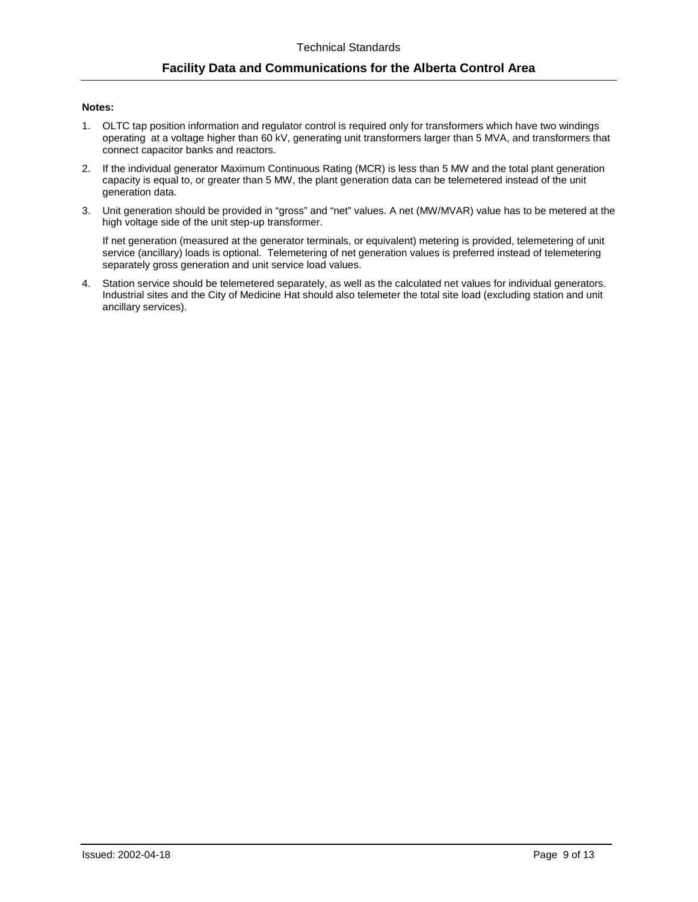**Notes:**

1. OLTC tap position information and regulator control is required only for transformers which have two windings operating at a voltage higher than 60 kV, generating unit transformers larger than 5 MVA, and transformers that connect capacitor banks and reactors.
2. If the individual generator Maximum Continuous Rating (MCR) is less than 5 MW and the total plant generation capacity is equal to, or greater than 5 MW, the plant generation data can be telemetered instead of the unit generation data.
3. Unit generation should be provided in "gross" and "net" values. A net (MW/MVAR) value has to be metered at the high voltage side of the unit step-up transformer.

   If net generation (measured at the generator terminals, or equivalent) metering is provided, telemetering of unit service (ancillary) loads is optional. Telemetering of net generation values is preferred instead of telemetering separately gross generation and unit service load values.
4. Station service should be telemetered separately, as well as the calculated net values for individual generators. Industrial sites and the City of Medicine Hat should also telemeter the total site load (excluding station and unit ancillary services).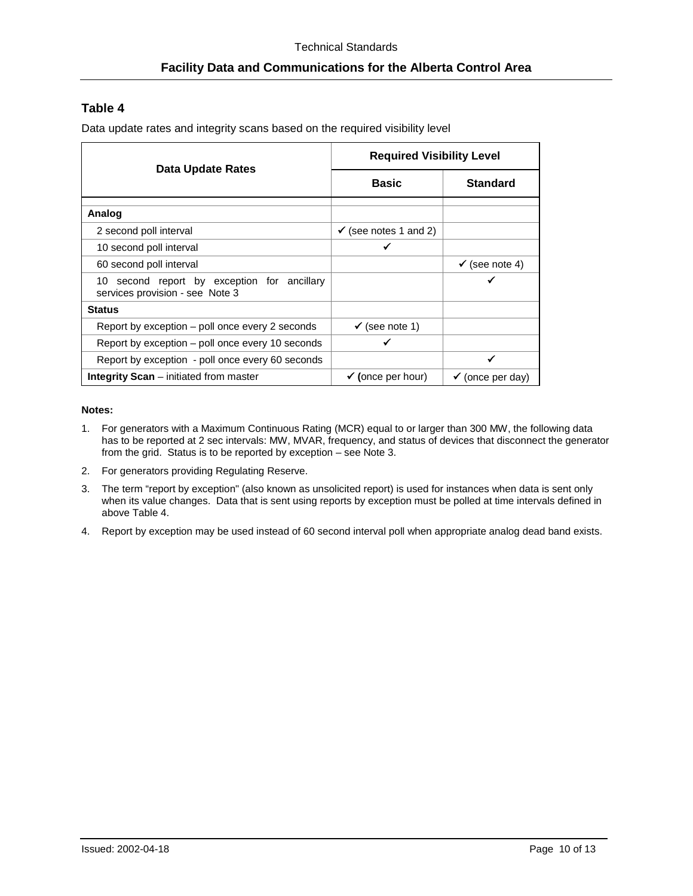## Table 4

Data update rates and integrity scans based on the required visibility level

| Data Update Rates | Required Visibility Level | |
|---|---|---|
| | **Basic** | **Standard** |
| **Analog** | | |
| 2 second poll interval | ✓ (see notes 1 and 2) | |
| 10 second poll interval | ✓ | |
| 60 second poll interval | | ✓ (see note 4) |
| 10 second report by exception for ancillary services provision - see Note 3 | | ✓ |
| **Status** | | |
| Report by exception – poll once every 2 seconds | ✓ (see note 1) | |
| Report by exception – poll once every 10 seconds | ✓ | |
| Report by exception - poll once every 60 seconds | | ✓ |
| **Integrity Scan** – initiated from master | ✓ (once per hour) | ✓ (once per day) |

**Notes:**

1. For generators with a Maximum Continuous Rating (MCR) equal to or larger than 300 MW, the following data has to be reported at 2 sec intervals: MW, MVAR, frequency, and status of devices that disconnect the generator from the grid. Status is to be reported by exception – see Note 3.
2. For generators providing Regulating Reserve.
3. The term "report by exception" (also known as unsolicited report) is used for instances when data is sent only when its value changes. Data that is sent using reports by exception must be polled at time intervals defined in above Table 4.
4. Report by exception may be used instead of 60 second interval poll when appropriate analog dead band exists.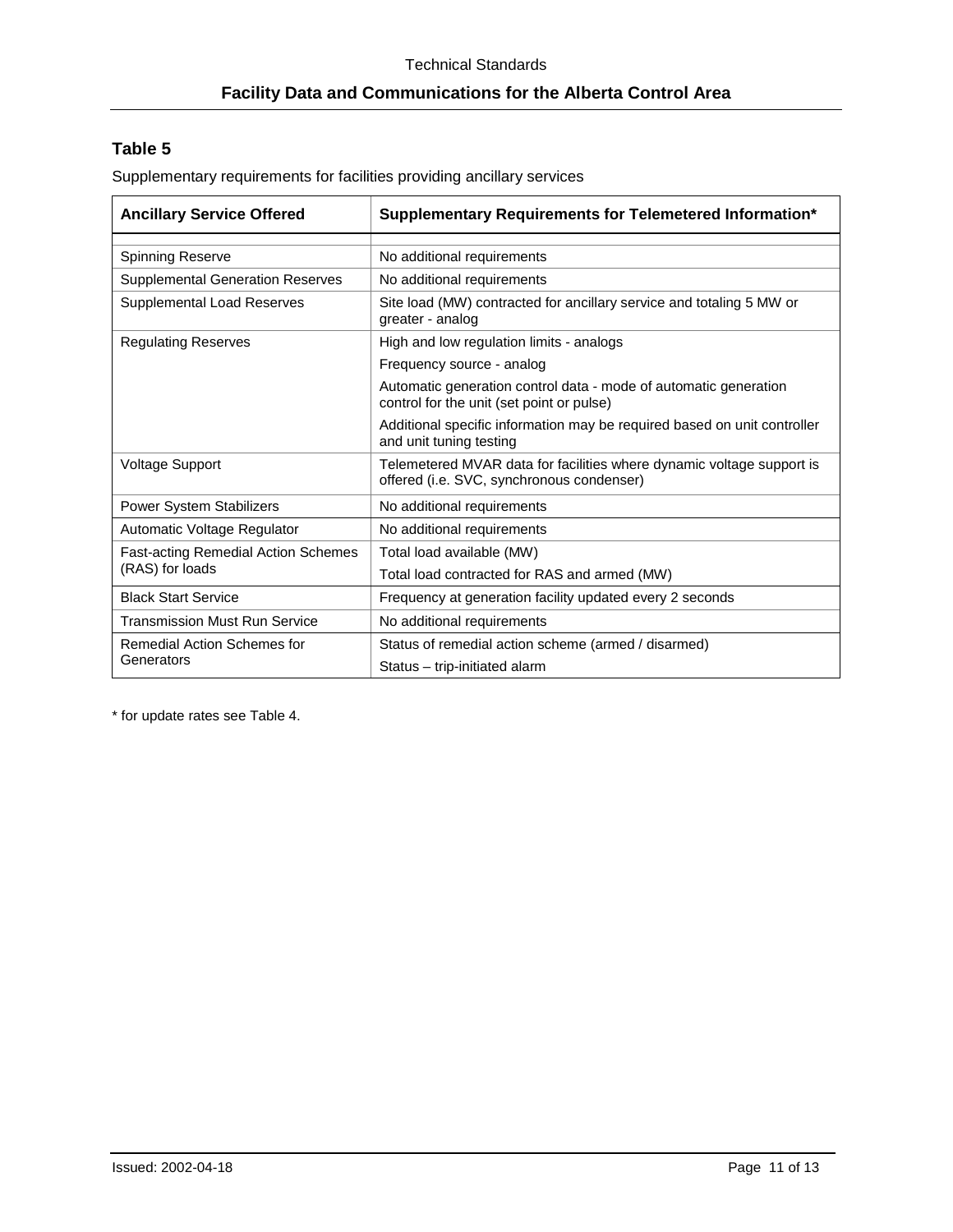## Table 5

Supplementary requirements for facilities providing ancillary services

| Ancillary Service Offered | Supplementary Requirements for Telemetered Information* |
|---|---|
| Spinning Reserve | No additional requirements |
| Supplemental Generation Reserves | No additional requirements |
| Supplemental Load Reserves | Site load (MW) contracted for ancillary service and totaling 5 MW or greater - analog |
| Regulating Reserves | High and low regulation limits - analogs |
| | Frequency source - analog |
| | Automatic generation control data - mode of automatic generation control for the unit (set point or pulse) |
| | Additional specific information may be required based on unit controller and unit tuning testing |
| Voltage Support | Telemetered MVAR data for facilities where dynamic voltage support is offered (i.e. SVC, synchronous condenser) |
| Power System Stabilizers | No additional requirements |
| Automatic Voltage Regulator | No additional requirements |
| Fast-acting Remedial Action Schemes (RAS) for loads | Total load available (MW) |
| | Total load contracted for RAS and armed (MW) |
| Black Start Service | Frequency at generation facility updated every 2 seconds |
| Transmission Must Run Service | No additional requirements |
| Remedial Action Schemes for Generators | Status of remedial action scheme (armed / disarmed) |
| | Status – trip-initiated alarm |

* for update rates see Table 4.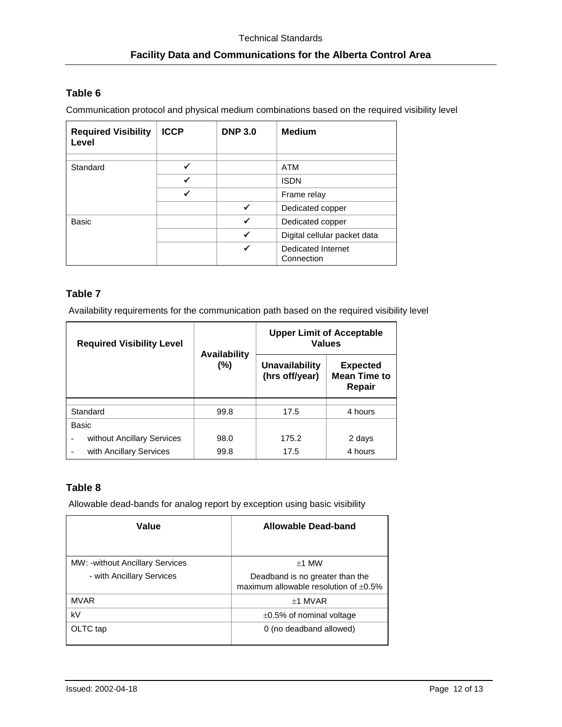## Table 6

Communication protocol and physical medium combinations based on the required visibility level

| Required Visibility Level | ICCP | DNP 3.0 | Medium |
|---|---|---|---|
| Standard | ✓ | | ATM |
| | ✓ | | ISDN |
| | ✓ | | Frame relay |
| | | ✓ | Dedicated copper |
| Basic | | ✓ | Dedicated copper |
| | | ✓ | Digital cellular packet data |
| | | ✓ | Dedicated Internet Connection |

## Table 7

Availability requirements for the communication path based on the required visibility level

| Required Visibility Level | Availability (%) | Upper Limit of Acceptable Values | |
|---|---|---|---|
| | | Unavailability (hrs off/year) | Expected Mean Time to Repair |
| Standard | 99.8 | 17.5 | 4 hours |
| Basic | | | |
| - without Ancillary Services | 98.0 | 175.2 | 2 days |
| - with Ancillary Services | 99.8 | 17.5 | 4 hours |

## Table 8

Allowable dead-bands for analog report by exception using basic visibility

| Value | Allowable Dead-band |
|---|---|
| MW: -without Ancillary Services | ±1 MW |
| - with Ancillary Services | Deadband is no greater than the maximum allowable resolution of ±0.5% |
| MVAR | ±1 MVAR |
| kV | ±0.5% of nominal voltage |
| OLTC tap | 0 (no deadband allowed) |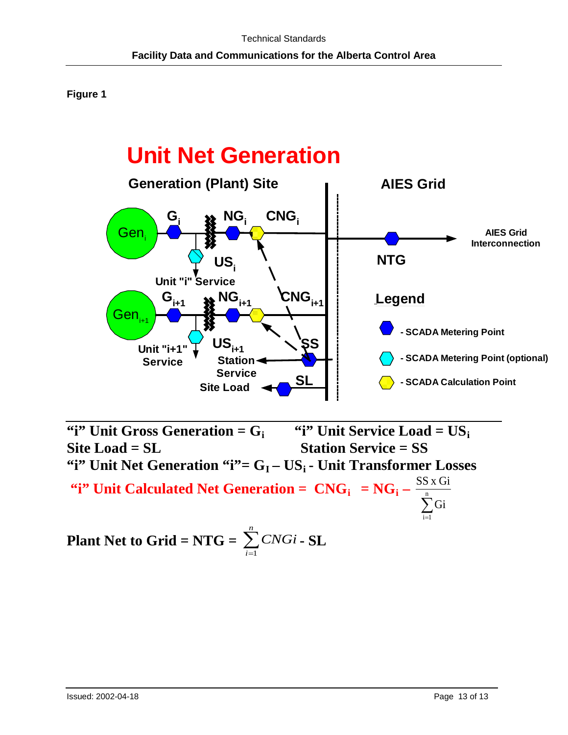**Figure 1**

# Unit Net Generation

Generation (Plant) Site

AIES Grid

$Gen_i$

$G_i$

$NG_i$

$CNG_i$

$US_i$

Unit "i" Service

$Gen_{i+1}$

$G_{i+1}$

$NG_{i+1}$

$CNG_{i+1}$

$US_{i+1}$

Unit "i+1" Service

SS

Station Service

SL

Site Load

NTG

AIES Grid Interconnection

Legend

- SCADA Metering Point
- SCADA Metering Point (optional)
- SCADA Calculation Point

**"i" Unit Gross Generation = $G_i$**

**"i" Unit Service Load = $US_i$**

**Site Load = SL**

**Station Service = SS**

**"i" Unit Net Generation "i"= $G_I$ – $US_i$ - Unit Transformer Losses**

**"i" Unit Calculated Net Generation = $CNG_i = NG_i - \dfrac{SS \times Gi}{\sum_{i=1}^{n} Gi}$**

**Plant Net to Grid = NTG = $\sum_{i=1}^{n} CNGi$ - SL**